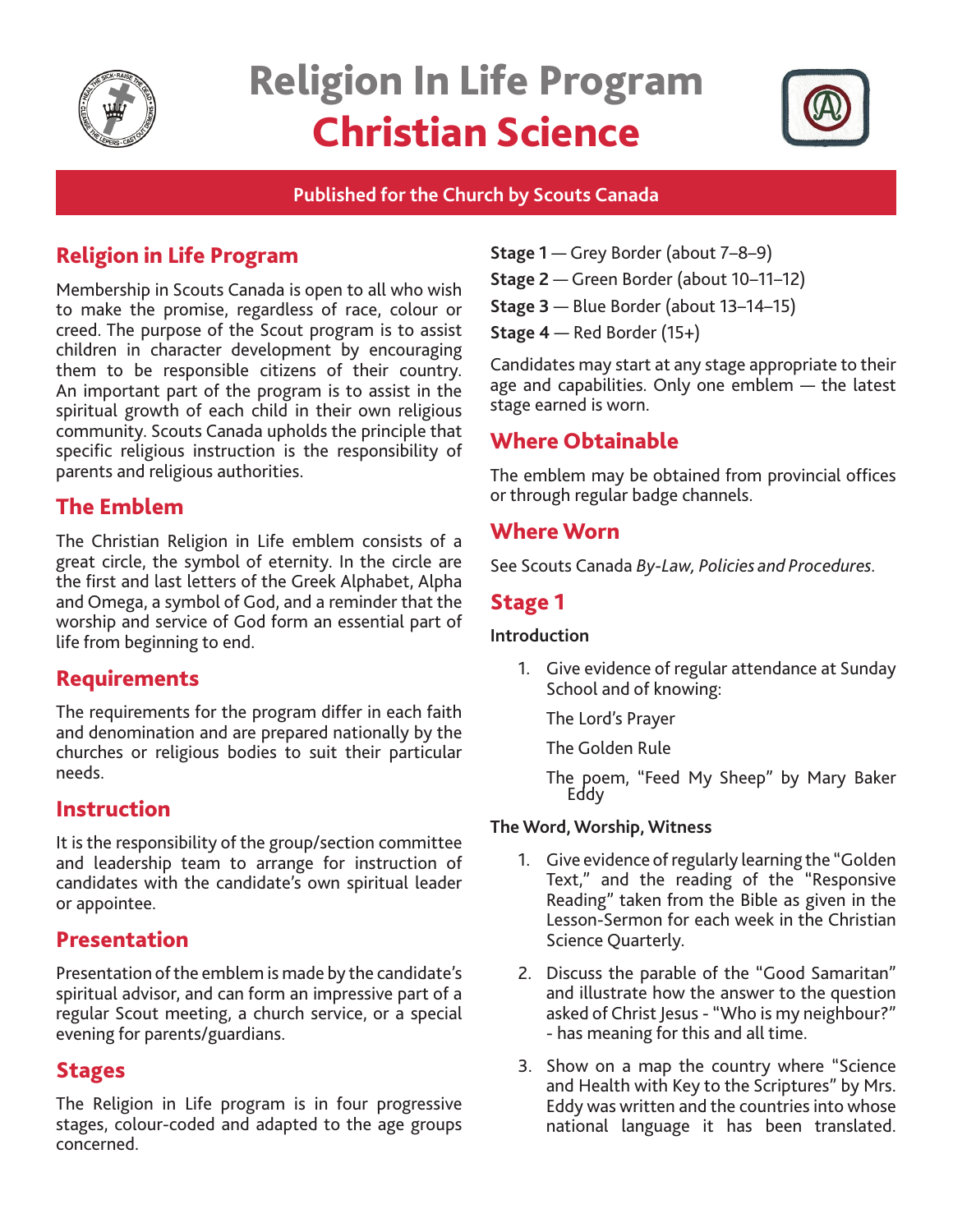# Religion In Life Program
# Christian Science

**Published for the Church by Scouts Canada**

## Religion in Life Program

Membership in Scouts Canada is open to all who wish to make the promise, regardless of race, colour or creed. The purpose of the Scout program is to assist children in character development by encouraging them to be responsible citizens of their country. An important part of the program is to assist in the spiritual growth of each child in their own religious community. Scouts Canada upholds the principle that specific religious instruction is the responsibility of parents and religious authorities.

## The Emblem

The Christian Religion in Life emblem consists of a great circle, the symbol of eternity. In the circle are the first and last letters of the Greek Alphabet, Alpha and Omega, a symbol of God, and a reminder that the worship and service of God form an essential part of life from beginning to end.

## Requirements

The requirements for the program differ in each faith and denomination and are prepared nationally by the churches or religious bodies to suit their particular needs.

## Instruction

It is the responsibility of the group/section committee and leadership team to arrange for instruction of candidates with the candidate's own spiritual leader or appointee.

## Presentation

Presentation of the emblem is made by the candidate's spiritual advisor, and can form an impressive part of a regular Scout meeting, a church service, or a special evening for parents/guardians.

## Stages

The Religion in Life program is in four progressive stages, colour-coded and adapted to the age groups concerned.

**Stage 1** — Grey Border (about 7–8–9)

**Stage 2** — Green Border (about 10–11–12)

**Stage 3** — Blue Border (about 13–14–15)

**Stage 4** — Red Border (15+)

Candidates may start at any stage appropriate to their age and capabilities. Only one emblem — the latest stage earned is worn.

## Where Obtainable

The emblem may be obtained from provincial offices or through regular badge channels.

## Where Worn

See Scouts Canada *By-Law, Policies and Procedures*.

## Stage 1

**Introduction**

1. Give evidence of regular attendance at Sunday School and of knowing:

   The Lord's Prayer

   The Golden Rule

   The poem, "Feed My Sheep" by Mary Baker Eddy

**The Word, Worship, Witness**

1. Give evidence of regularly learning the "Golden Text," and the reading of the "Responsive Reading" taken from the Bible as given in the Lesson-Sermon for each week in the Christian Science Quarterly.
2. Discuss the parable of the "Good Samaritan" and illustrate how the answer to the question asked of Christ Jesus - "Who is my neighbour?" - has meaning for this and all time.
3. Show on a map the country where "Science and Health with Key to the Scriptures" by Mrs. Eddy was written and the countries into whose national language it has been translated.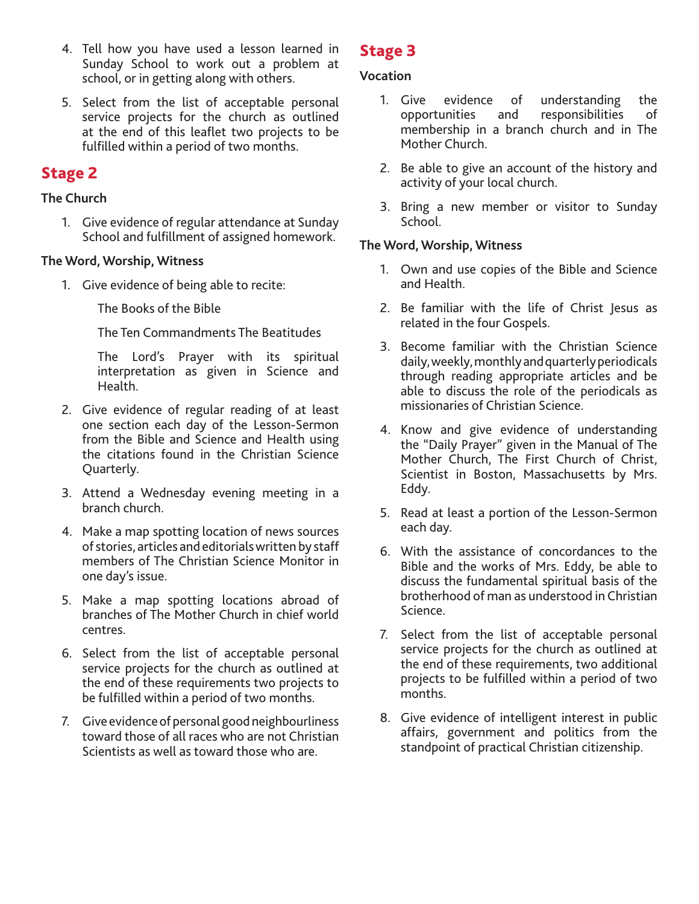4. Tell how you have used a lesson learned in Sunday School to work out a problem at school, or in getting along with others.

5. Select from the list of acceptable personal service projects for the church as outlined at the end of this leaflet two projects to be fulfilled within a period of two months.

## Stage 2

**The Church**

1. Give evidence of regular attendance at Sunday School and fulfillment of assigned homework.

**The Word, Worship, Witness**

1. Give evidence of being able to recite:

   The Books of the Bible

   The Ten Commandments The Beatitudes

   The Lord's Prayer with its spiritual interpretation as given in Science and Health.

2. Give evidence of regular reading of at least one section each day of the Lesson-Sermon from the Bible and Science and Health using the citations found in the Christian Science Quarterly.

3. Attend a Wednesday evening meeting in a branch church.

4. Make a map spotting location of news sources of stories, articles and editorials written by staff members of The Christian Science Monitor in one day's issue.

5. Make a map spotting locations abroad of branches of The Mother Church in chief world centres.

6. Select from the list of acceptable personal service projects for the church as outlined at the end of these requirements two projects to be fulfilled within a period of two months.

7. Give evidence of personal good neighbourliness toward those of all races who are not Christian Scientists as well as toward those who are.

## Stage 3

**Vocation**

1. Give evidence of understanding the opportunities and responsibilities of membership in a branch church and in The Mother Church.

2. Be able to give an account of the history and activity of your local church.

3. Bring a new member or visitor to Sunday School.

**The Word, Worship, Witness**

1. Own and use copies of the Bible and Science and Health.

2. Be familiar with the life of Christ Jesus as related in the four Gospels.

3. Become familiar with the Christian Science daily, weekly, monthly and quarterly periodicals through reading appropriate articles and be able to discuss the role of the periodicals as missionaries of Christian Science.

4. Know and give evidence of understanding the "Daily Prayer" given in the Manual of The Mother Church, The First Church of Christ, Scientist in Boston, Massachusetts by Mrs. Eddy.

5. Read at least a portion of the Lesson-Sermon each day.

6. With the assistance of concordances to the Bible and the works of Mrs. Eddy, be able to discuss the fundamental spiritual basis of the brotherhood of man as understood in Christian Science.

7. Select from the list of acceptable personal service projects for the church as outlined at the end of these requirements, two additional projects to be fulfilled within a period of two months.

8. Give evidence of intelligent interest in public affairs, government and politics from the standpoint of practical Christian citizenship.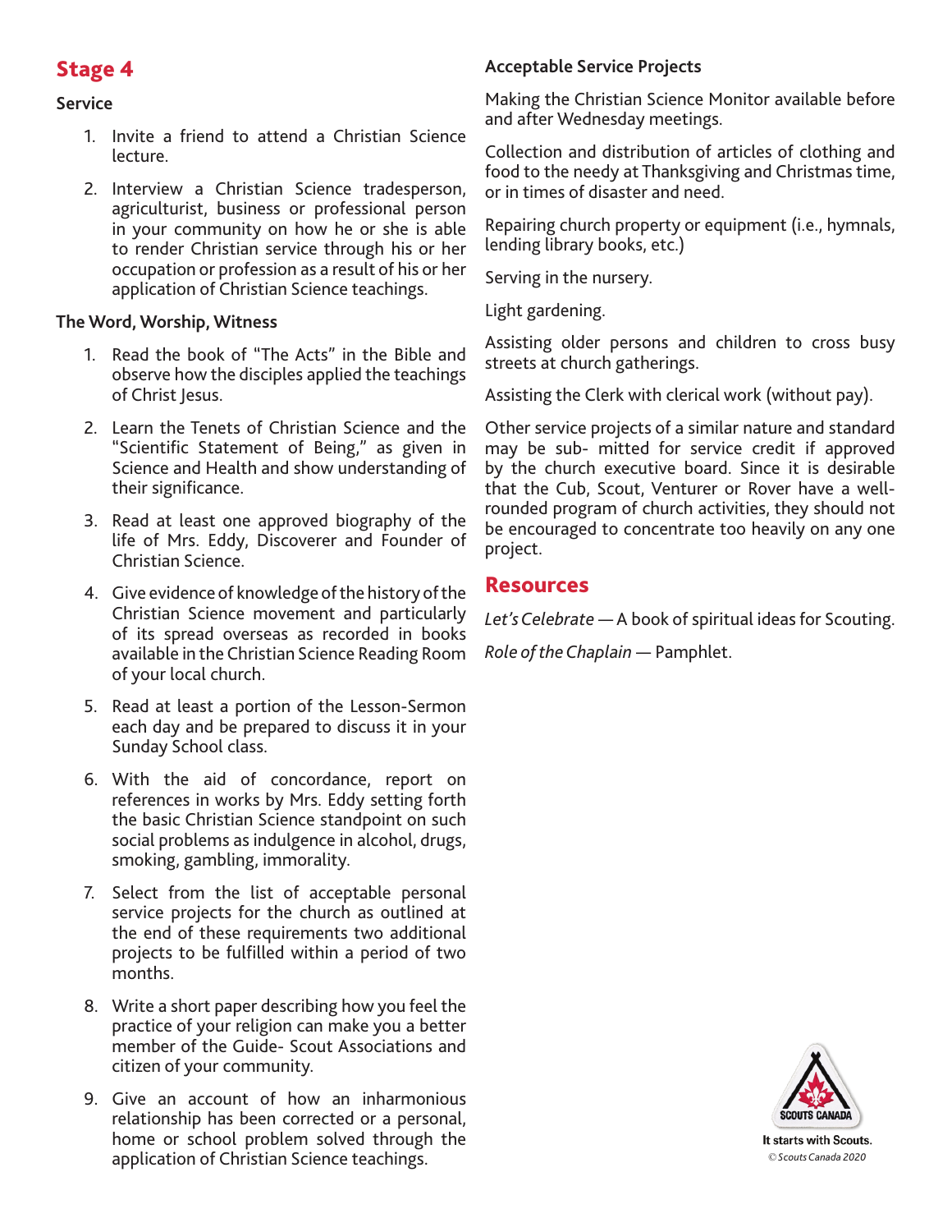## Stage 4

### Service

1. Invite a friend to attend a Christian Science lecture.
2. Interview a Christian Science tradesperson, agriculturist, business or professional person in your community on how he or she is able to render Christian service through his or her occupation or profession as a result of his or her application of Christian Science teachings.

### The Word, Worship, Witness

1. Read the book of "The Acts" in the Bible and observe how the disciples applied the teachings of Christ Jesus.
2. Learn the Tenets of Christian Science and the "Scientific Statement of Being," as given in Science and Health and show understanding of their significance.
3. Read at least one approved biography of the life of Mrs. Eddy, Discoverer and Founder of Christian Science.
4. Give evidence of knowledge of the history of the Christian Science movement and particularly of its spread overseas as recorded in books available in the Christian Science Reading Room of your local church.
5. Read at least a portion of the Lesson-Sermon each day and be prepared to discuss it in your Sunday School class.
6. With the aid of concordance, report on references in works by Mrs. Eddy setting forth the basic Christian Science standpoint on such social problems as indulgence in alcohol, drugs, smoking, gambling, immorality.
7. Select from the list of acceptable personal service projects for the church as outlined at the end of these requirements two additional projects to be fulfilled within a period of two months.
8. Write a short paper describing how you feel the practice of your religion can make you a better member of the Guide- Scout Associations and citizen of your community.
9. Give an account of how an inharmonious relationship has been corrected or a personal, home or school problem solved through the application of Christian Science teachings.

### Acceptable Service Projects

Making the Christian Science Monitor available before and after Wednesday meetings.

Collection and distribution of articles of clothing and food to the needy at Thanksgiving and Christmas time, or in times of disaster and need.

Repairing church property or equipment (i.e., hymnals, lending library books, etc.)

Serving in the nursery.

Light gardening.

Assisting older persons and children to cross busy streets at church gatherings.

Assisting the Clerk with clerical work (without pay).

Other service projects of a similar nature and standard may be sub- mitted for service credit if approved by the church executive board. Since it is desirable that the Cub, Scout, Venturer or Rover have a well-rounded program of church activities, they should not be encouraged to concentrate too heavily on any one project.

## Resources

*Let's Celebrate* — A book of spiritual ideas for Scouting.

*Role of the Chaplain* — Pamphlet.

It starts with Scouts.

© Scouts Canada 2020